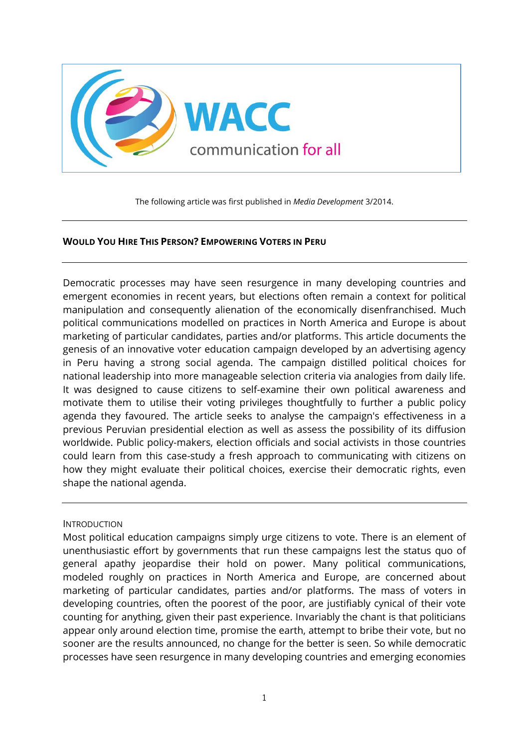WACC

communication for all

The following article was first published in *Media Development* 3/2014.

---

## Would You Hire This Person? Empowering Voters in Peru

---

Democratic processes may have seen resurgence in many developing countries and emergent economies in recent years, but elections often remain a context for political manipulation and consequently alienation of the economically disenfranchised. Much political communications modelled on practices in North America and Europe is about marketing of particular candidates, parties and/or platforms. This article documents the genesis of an innovative voter education campaign developed by an advertising agency in Peru having a strong social agenda. The campaign distilled political choices for national leadership into more manageable selection criteria via analogies from daily life. It was designed to cause citizens to self-examine their own political awareness and motivate them to utilise their voting privileges thoughtfully to further a public policy agenda they favoured. The article seeks to analyse the campaign's effectiveness in a previous Peruvian presidential election as well as assess the possibility of its diffusion worldwide. Public policy-makers, election officials and social activists in those countries could learn from this case-study a fresh approach to communicating with citizens on how they might evaluate their political choices, exercise their democratic rights, even shape the national agenda.

---

### Introduction

Most political education campaigns simply urge citizens to vote. There is an element of unenthusiastic effort by governments that run these campaigns lest the status quo of general apathy jeopardise their hold on power. Many political communications, modeled roughly on practices in North America and Europe, are concerned about marketing of particular candidates, parties and/or platforms. The mass of voters in developing countries, often the poorest of the poor, are justifiably cynical of their vote counting for anything, given their past experience. Invariably the chant is that politicians appear only around election time, promise the earth, attempt to bribe their vote, but no sooner are the results announced, no change for the better is seen. So while democratic processes have seen resurgence in many developing countries and emerging economies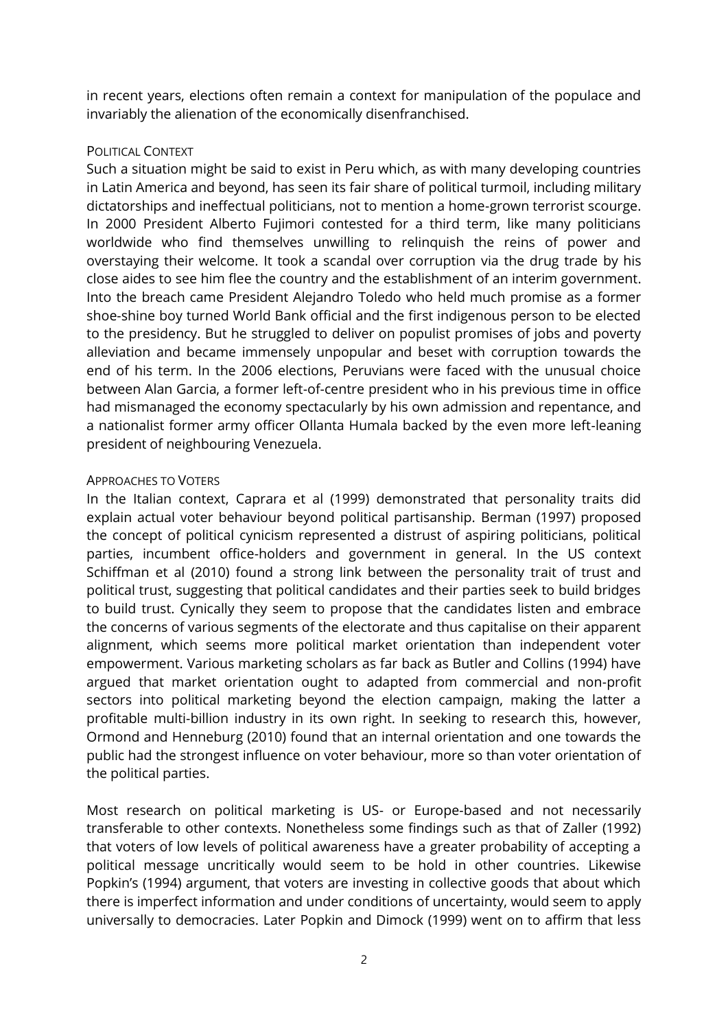in recent years, elections often remain a context for manipulation of the populace and invariably the alienation of the economically disenfranchised.

## Political Context

Such a situation might be said to exist in Peru which, as with many developing countries in Latin America and beyond, has seen its fair share of political turmoil, including military dictatorships and ineffectual politicians, not to mention a home-grown terrorist scourge. In 2000 President Alberto Fujimori contested for a third term, like many politicians worldwide who find themselves unwilling to relinquish the reins of power and overstaying their welcome. It took a scandal over corruption via the drug trade by his close aides to see him flee the country and the establishment of an interim government. Into the breach came President Alejandro Toledo who held much promise as a former shoe-shine boy turned World Bank official and the first indigenous person to be elected to the presidency. But he struggled to deliver on populist promises of jobs and poverty alleviation and became immensely unpopular and beset with corruption towards the end of his term. In the 2006 elections, Peruvians were faced with the unusual choice between Alan Garcia, a former left-of-centre president who in his previous time in office had mismanaged the economy spectacularly by his own admission and repentance, and a nationalist former army officer Ollanta Humala backed by the even more left-leaning president of neighbouring Venezuela.

## Approaches to Voters

In the Italian context, Caprara et al (1999) demonstrated that personality traits did explain actual voter behaviour beyond political partisanship. Berman (1997) proposed the concept of political cynicism represented a distrust of aspiring politicians, political parties, incumbent office-holders and government in general. In the US context Schiffman et al (2010) found a strong link between the personality trait of trust and political trust, suggesting that political candidates and their parties seek to build bridges to build trust. Cynically they seem to propose that the candidates listen and embrace the concerns of various segments of the electorate and thus capitalise on their apparent alignment, which seems more political market orientation than independent voter empowerment. Various marketing scholars as far back as Butler and Collins (1994) have argued that market orientation ought to adapted from commercial and non-profit sectors into political marketing beyond the election campaign, making the latter a profitable multi-billion industry in its own right. In seeking to research this, however, Ormond and Henneburg (2010) found that an internal orientation and one towards the public had the strongest influence on voter behaviour, more so than voter orientation of the political parties.

Most research on political marketing is US- or Europe-based and not necessarily transferable to other contexts. Nonetheless some findings such as that of Zaller (1992) that voters of low levels of political awareness have a greater probability of accepting a political message uncritically would seem to be hold in other countries. Likewise Popkin's (1994) argument, that voters are investing in collective goods that about which there is imperfect information and under conditions of uncertainty, would seem to apply universally to democracies. Later Popkin and Dimock (1999) went on to affirm that less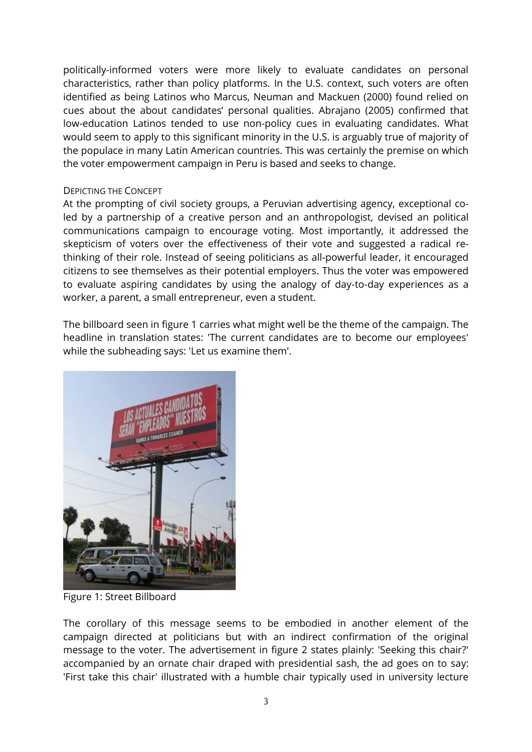politically-informed voters were more likely to evaluate candidates on personal characteristics, rather than policy platforms. In the U.S. context, such voters are often identified as being Latinos who Marcus, Neuman and Mackuen (2000) found relied on cues about the about candidates' personal qualities. Abrajano (2005) confirmed that low-education Latinos tended to use non-policy cues in evaluating candidates. What would seem to apply to this significant minority in the U.S. is arguably true of majority of the populace in many Latin American countries. This was certainly the premise on which the voter empowerment campaign in Peru is based and seeks to change.

### DEPICTING THE CONCEPT

At the prompting of civil society groups, a Peruvian advertising agency, exceptional co-led by a partnership of a creative person and an anthropologist, devised an political communications campaign to encourage voting. Most importantly, it addressed the skepticism of voters over the effectiveness of their vote and suggested a radical re-thinking of their role. Instead of seeing politicians as all-powerful leader, it encouraged citizens to see themselves as their potential employers. Thus the voter was empowered to evaluate aspiring candidates by using the analogy of day-to-day experiences as a worker, a parent, a small entrepreneur, even a student.

The billboard seen in figure 1 carries what might well be the theme of the campaign. The headline in translation states: 'The current candidates are to become our employees' while the subheading says: 'Let us examine them'.

Figure 1: Street Billboard

The corollary of this message seems to be embodied in another element of the campaign directed at politicians but with an indirect confirmation of the original message to the voter. The advertisement in figure 2 states plainly: 'Seeking this chair?' accompanied by an ornate chair draped with presidential sash, the ad goes on to say: 'First take this chair' illustrated with a humble chair typically used in university lecture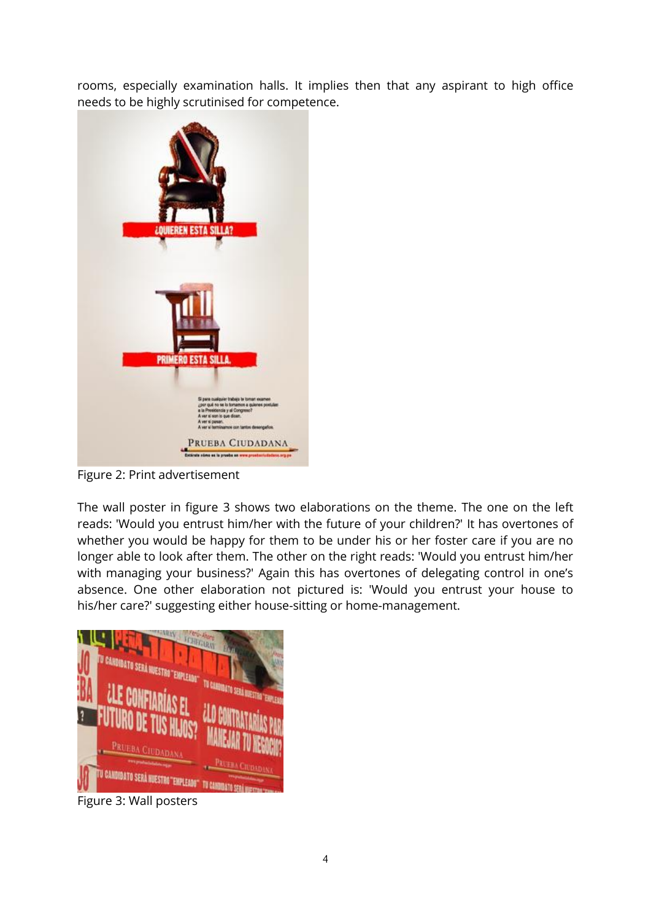rooms, especially examination halls. It implies then that any aspirant to high office needs to be highly scrutinised for competence.

Figure 2: Print advertisement

The wall poster in figure 3 shows two elaborations on the theme. The one on the left reads: 'Would you entrust him/her with the future of your children?' It has overtones of whether you would be happy for them to be under his or her foster care if you are no longer able to look after them. The other on the right reads: 'Would you entrust him/her with managing your business?' Again this has overtones of delegating control in one's absence. One other elaboration not pictured is: 'Would you entrust your house to his/her care?' suggesting either house-sitting or home-management.

Figure 3: Wall posters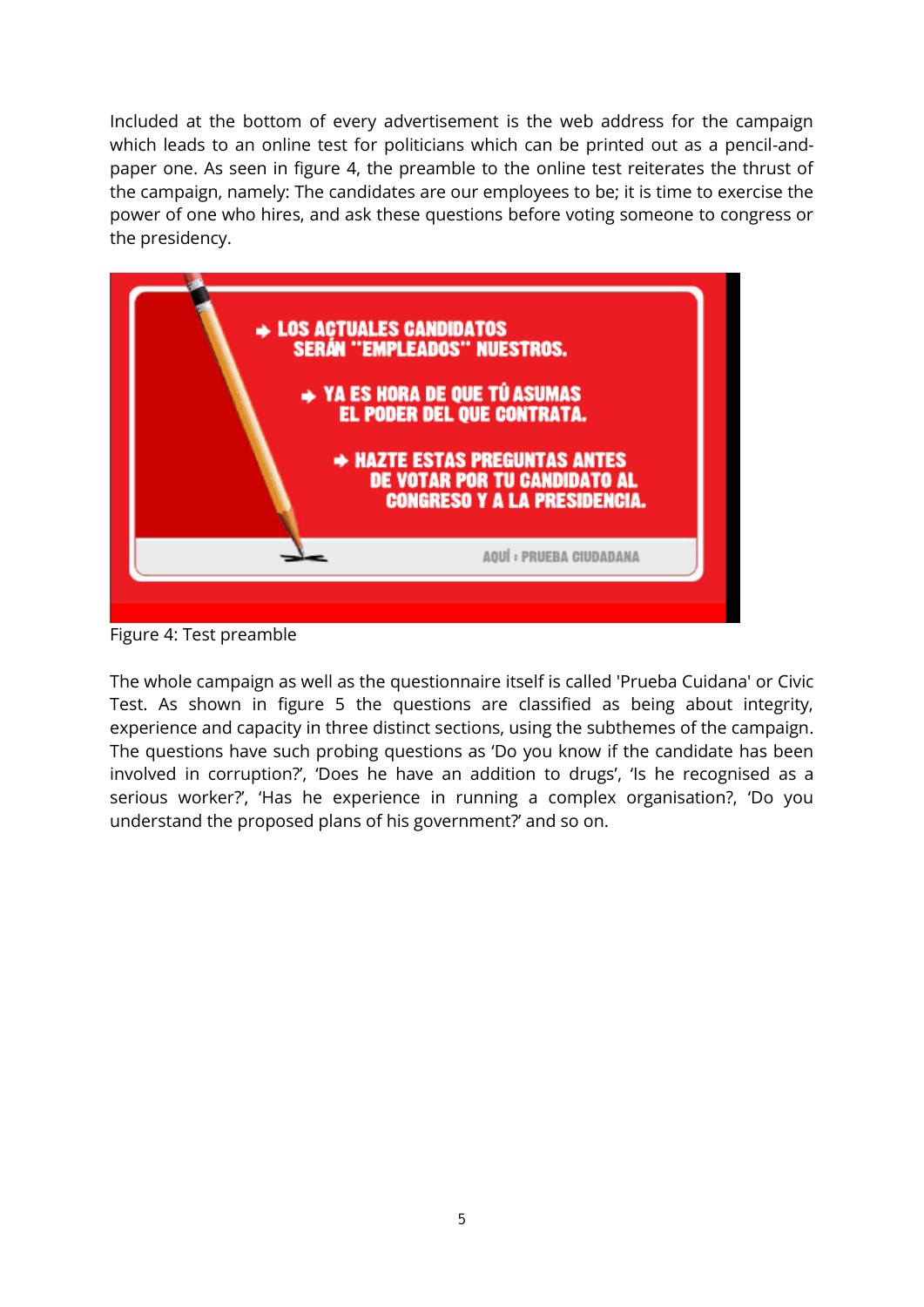Included at the bottom of every advertisement is the web address for the campaign which leads to an online test for politicians which can be printed out as a pencil-and-paper one. As seen in figure 4, the preamble to the online test reiterates the thrust of the campaign, namely: The candidates are our employees to be; it is time to exercise the power of one who hires, and ask these questions before voting someone to congress or the presidency.

Figure 4: Test preamble

The whole campaign as well as the questionnaire itself is called 'Prueba Cuidana' or Civic Test. As shown in figure 5 the questions are classified as being about integrity, experience and capacity in three distinct sections, using the subthemes of the campaign. The questions have such probing questions as 'Do you know if the candidate has been involved in corruption?', 'Does he have an addition to drugs', 'Is he recognised as a serious worker?', 'Has he experience in running a complex organisation?, 'Do you understand the proposed plans of his government?' and so on.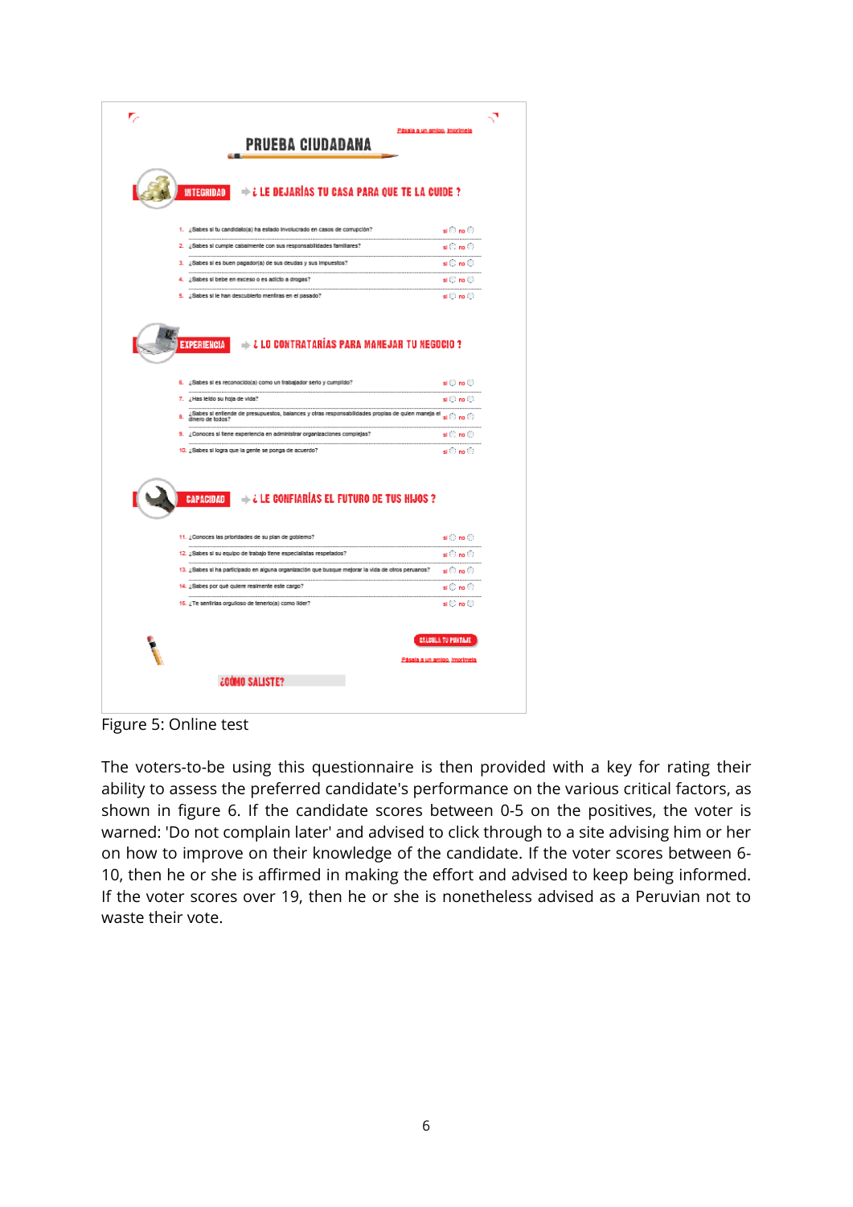**PRUEBA CIUDADANA**

Pásala a un amigo, imprímela

**INTEGRIDAD** ¿ LE DEJARÍAS TU CASA PARA QUE TE LA CUIDE ?

1. ¿Sabes si tu candidato(a) ha estado involucrado en casos de corrupción? si ◯ no ◯
2. ¿Sabes si cumple cabalmente con sus responsabilidades familiares? si ◯ no ◯
3. ¿Sabes si es buen pagador(a) de sus deudas y sus impuestos? si ◯ no ◯
4. ¿Sabes si bebe en exceso o es adicto a drogas? si ◯ no ◯
5. ¿Sabes si le han descubierto mentiras en el pasado? si ◯ no ◯

**EXPERIENCIA** ¿ LO CONTRATARÍAS PARA MANEJAR TU NEGOCIO ?

6. ¿Sabes si es reconocido(a) como un trabajador serio y cumplido? si ◯ no ◯
7. ¿Has leído su hoja de vida? si ◯ no ◯
8. ¿Sabes si entiende de presupuestos, balances y otras responsabilidades propias de quien maneja el dinero de todos? si ◯ no ◯
9. ¿Conoces si tiene experiencia en administrar organizaciones complejas? si ◯ no ◯
10. ¿Sabes si logra que la gente se ponga de acuerdo? si ◯ no ◯

**CAPACIDAD** ¿ LE CONFIARÍAS EL FUTURO DE TUS HIJOS ?

11. ¿Conoces las prioridades de su plan de gobierno? si ◯ no ◯
12. ¿Sabes si su equipo de trabajo tiene especialistas respetados? si ◯ no ◯
13. ¿Sabes si ha participado en alguna organización que busque mejorar la vida de otros peruanos? si ◯ no ◯
14. ¿Sabes por qué quiere realmente este cargo? si ◯ no ◯
15. ¿Te sentirías orgulloso de tenerlo(a) como líder? si ◯ no ◯

CALCULA TU PUNTAJE

Pásala a un amigo, imprímela

¿CÓMO SALISTE?

Figure 5: Online test

The voters-to-be using this questionnaire is then provided with a key for rating their ability to assess the preferred candidate's performance on the various critical factors, as shown in figure 6. If the candidate scores between 0-5 on the positives, the voter is warned: 'Do not complain later' and advised to click through to a site advising him or her on how to improve on their knowledge of the candidate. If the voter scores between 6-10, then he or she is affirmed in making the effort and advised to keep being informed. If the voter scores over 19, then he or she is nonetheless advised as a Peruvian not to waste their vote.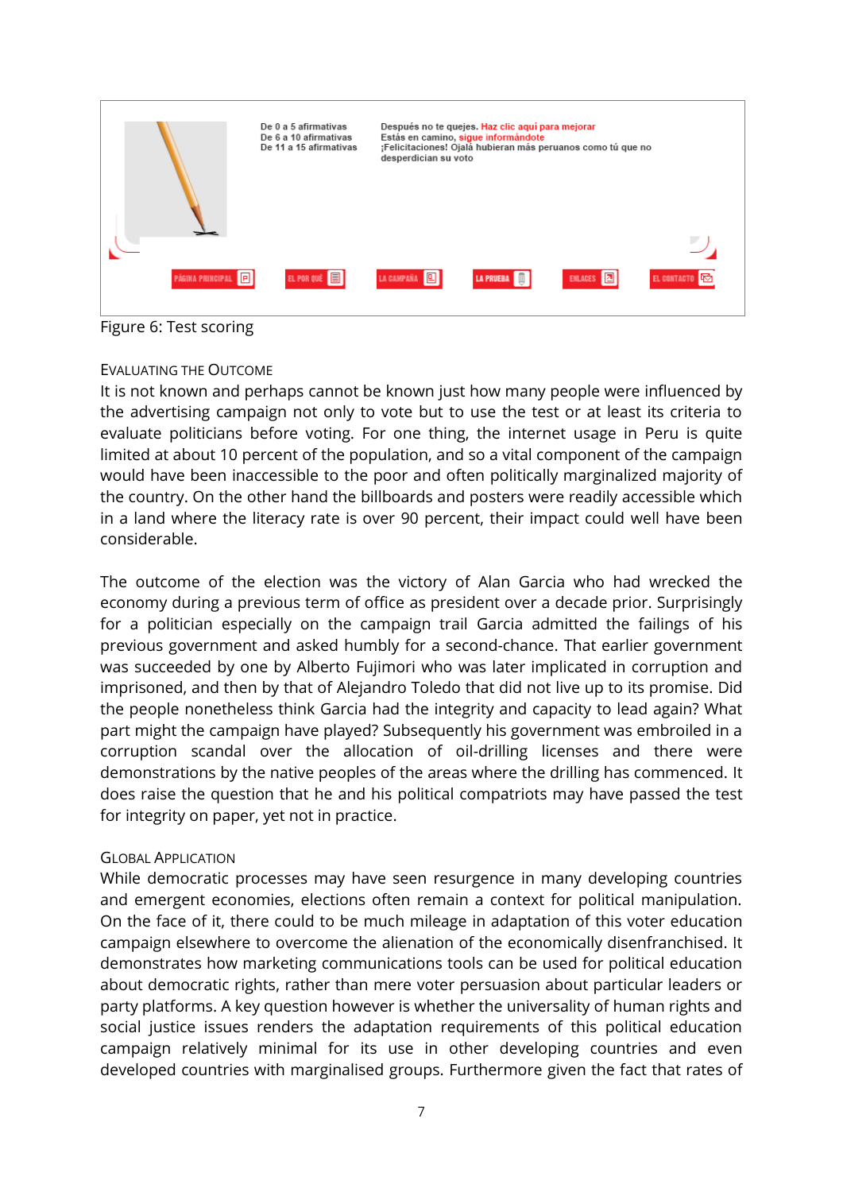| | |
|---|---|
| De 0 a 5 afirmativas | Después no te quejes. Haz clic aquí para mejorar |
| De 6 a 10 afirmativas | Estás en camino, sigue informándote |
| De 11 a 15 afirmativas | ¡Felicitaciones! Ojalá hubieran más peruanos como tú que no desperdician su voto |

PÁGINA PRINCIPAL | EL POR QUÉ | LA CAMPAÑA | LA PRUEBA | ENLACES | EL CONTACTO

Figure 6: Test scoring

### Evaluating the Outcome

It is not known and perhaps cannot be known just how many people were influenced by the advertising campaign not only to vote but to use the test or at least its criteria to evaluate politicians before voting. For one thing, the internet usage in Peru is quite limited at about 10 percent of the population, and so a vital component of the campaign would have been inaccessible to the poor and often politically marginalized majority of the country. On the other hand the billboards and posters were readily accessible which in a land where the literacy rate is over 90 percent, their impact could well have been considerable.

The outcome of the election was the victory of Alan Garcia who had wrecked the economy during a previous term of office as president over a decade prior. Surprisingly for a politician especially on the campaign trail Garcia admitted the failings of his previous government and asked humbly for a second-chance. That earlier government was succeeded by one by Alberto Fujimori who was later implicated in corruption and imprisoned, and then by that of Alejandro Toledo that did not live up to its promise. Did the people nonetheless think Garcia had the integrity and capacity to lead again? What part might the campaign have played? Subsequently his government was embroiled in a corruption scandal over the allocation of oil-drilling licenses and there were demonstrations by the native peoples of the areas where the drilling has commenced. It does raise the question that he and his political compatriots may have passed the test for integrity on paper, yet not in practice.

### Global Application

While democratic processes may have seen resurgence in many developing countries and emergent economies, elections often remain a context for political manipulation. On the face of it, there could to be much mileage in adaptation of this voter education campaign elsewhere to overcome the alienation of the economically disenfranchised. It demonstrates how marketing communications tools can be used for political education about democratic rights, rather than mere voter persuasion about particular leaders or party platforms. A key question however is whether the universality of human rights and social justice issues renders the adaptation requirements of this political education campaign relatively minimal for its use in other developing countries and even developed countries with marginalised groups. Furthermore given the fact that rates of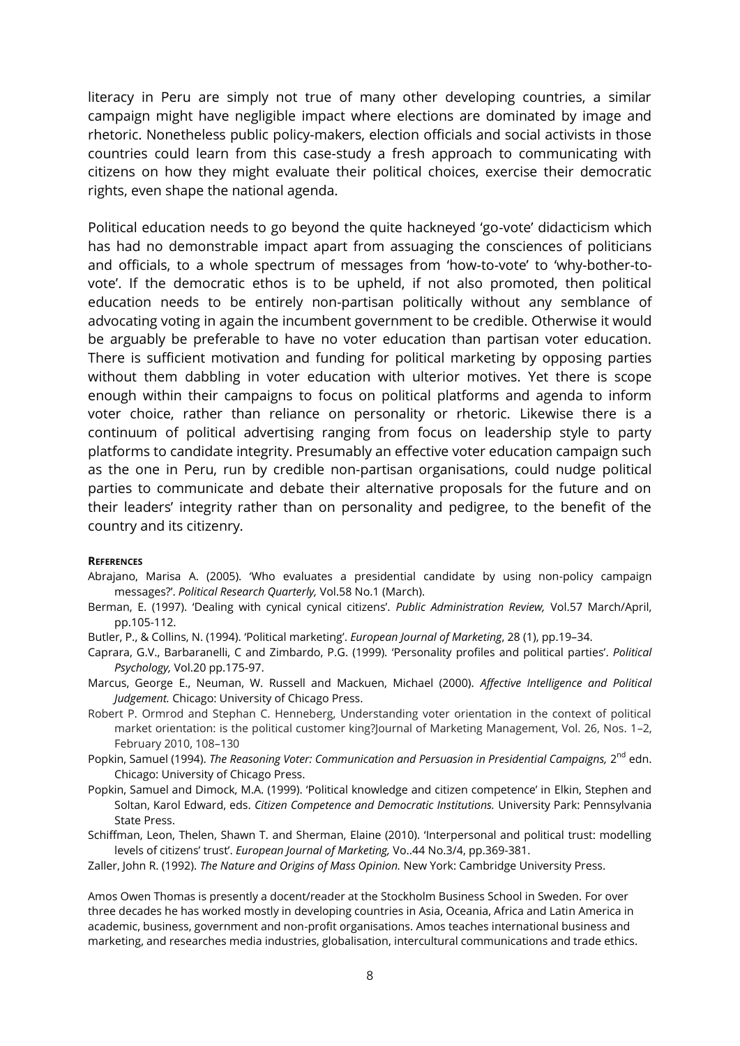literacy in Peru are simply not true of many other developing countries, a similar campaign might have negligible impact where elections are dominated by image and rhetoric. Nonetheless public policy-makers, election officials and social activists in those countries could learn from this case-study a fresh approach to communicating with citizens on how they might evaluate their political choices, exercise their democratic rights, even shape the national agenda.

Political education needs to go beyond the quite hackneyed 'go-vote' didacticism which has had no demonstrable impact apart from assuaging the consciences of politicians and officials, to a whole spectrum of messages from 'how-to-vote' to 'why-bother-to-vote'. If the democratic ethos is to be upheld, if not also promoted, then political education needs to be entirely non-partisan politically without any semblance of advocating voting in again the incumbent government to be credible. Otherwise it would be arguably be preferable to have no voter education than partisan voter education. There is sufficient motivation and funding for political marketing by opposing parties without them dabbling in voter education with ulterior motives. Yet there is scope enough within their campaigns to focus on political platforms and agenda to inform voter choice, rather than reliance on personality or rhetoric. Likewise there is a continuum of political advertising ranging from focus on leadership style to party platforms to candidate integrity. Presumably an effective voter education campaign such as the one in Peru, run by credible non-partisan organisations, could nudge political parties to communicate and debate their alternative proposals for the future and on their leaders' integrity rather than on personality and pedigree, to the benefit of the country and its citizenry.

**References**

Abrajano, Marisa A. (2005). 'Who evaluates a presidential candidate by using non-policy campaign messages?'. *Political Research Quarterly,* Vol.58 No.1 (March).

Berman, E. (1997). 'Dealing with cynical cynical citizens'. *Public Administration Review,* Vol.57 March/April, pp.105-112.

Butler, P., & Collins, N. (1994). 'Political marketing'. *European Journal of Marketing*, 28 (1), pp.19–34.

Caprara, G.V., Barbaranelli, C and Zimbardo, P.G. (1999). 'Personality profiles and political parties'. *Political Psychology,* Vol.20 pp.175-97.

Marcus, George E., Neuman, W. Russell and Mackuen, Michael (2000). *Affective Intelligence and Political Judgement.* Chicago: University of Chicago Press.

Robert P. Ormrod and Stephan C. Henneberg, Understanding voter orientation in the context of political market orientation: is the political customer king?Journal of Marketing Management, Vol. 26, Nos. 1–2, February 2010, 108–130

Popkin, Samuel (1994). *The Reasoning Voter: Communication and Persuasion in Presidential Campaigns,* 2nd edn. Chicago: University of Chicago Press.

Popkin, Samuel and Dimock, M.A. (1999). 'Political knowledge and citizen competence' in Elkin, Stephen and Soltan, Karol Edward, eds. *Citizen Competence and Democratic Institutions.* University Park: Pennsylvania State Press.

Schiffman, Leon, Thelen, Shawn T. and Sherman, Elaine (2010). 'Interpersonal and political trust: modelling levels of citizens' trust'. *European Journal of Marketing,* Vo..44 No.3/4, pp.369-381.

Zaller, John R. (1992). *The Nature and Origins of Mass Opinion.* New York: Cambridge University Press.

Amos Owen Thomas is presently a docent/reader at the Stockholm Business School in Sweden. For over three decades he has worked mostly in developing countries in Asia, Oceania, Africa and Latin America in academic, business, government and non-profit organisations. Amos teaches international business and marketing, and researches media industries, globalisation, intercultural communications and trade ethics.